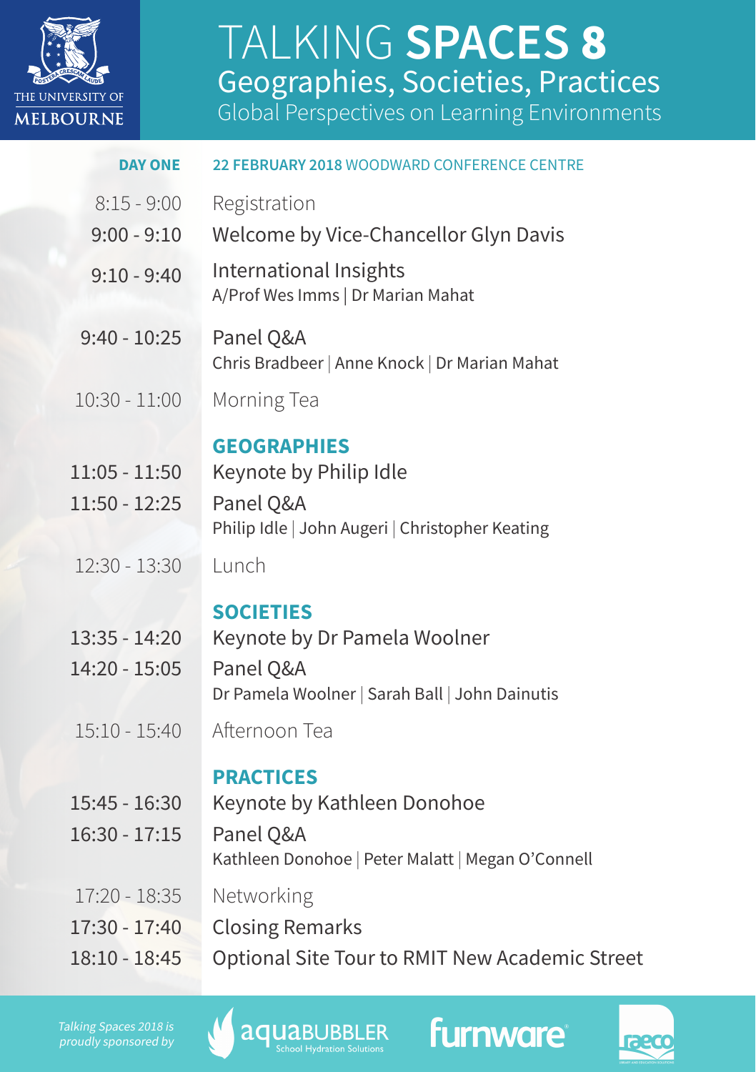THE UNIVERSITY OF MELBOURNE

# TALKING SPACES 8

## Geographies, Societies, Practices

### Global Perspectives on Learning Environments

**DAY ONE** — **22 FEBRUARY 2018** WOODWARD CONFERENCE CENTRE

| Time | Session |
|---|---|
| 8:15 - 9:00 | Registration |
| 9:00 - 9:10 | Welcome by Vice-Chancellor Glyn Davis |
| 9:10 - 9:40 | International Insights<br>A/Prof Wes Imms \| Dr Marian Mahat |
| 9:40 - 10:25 | Panel Q&A<br>Chris Bradbeer \| Anne Knock \| Dr Marian Mahat |
| 10:30 - 11:00 | Morning Tea |
| | **GEOGRAPHIES** |
| 11:05 - 11:50 | Keynote by Philip Idle |
| 11:50 - 12:25 | Panel Q&A<br>Philip Idle \| John Augeri \| Christopher Keating |
| 12:30 - 13:30 | Lunch |
| | **SOCIETIES** |
| 13:35 - 14:20 | Keynote by Dr Pamela Woolner |
| 14:20 - 15:05 | Panel Q&A<br>Dr Pamela Woolner \| Sarah Ball \| John Dainutis |
| 15:10 - 15:40 | Afternoon Tea |
| | **PRACTICES** |
| 15:45 - 16:30 | Keynote by Kathleen Donohoe |
| 16:30 - 17:15 | Panel Q&A<br>Kathleen Donohoe \| Peter Malatt \| Megan O'Connell |
| 17:20 - 18:35 | Networking |
| 17:30 - 17:40 | Closing Remarks |
| 18:10 - 18:45 | Optional Site Tour to RMIT New Academic Street |

*Talking Spaces 2018 is proudly sponsored by*

aquaBUBBLER School Hydration Solutions | furnware | raeco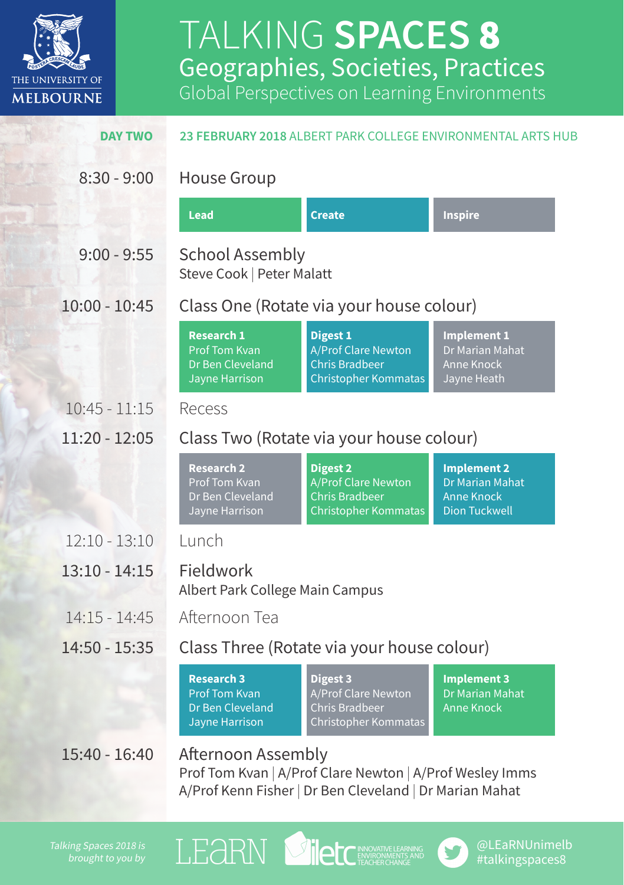THE UNIVERSITY OF MELBOURNE

# TALKING **SPACES 8**

## Geographies, Societies, Practices

Global Perspectives on Learning Environments

**DAY TWO** — **23 FEBRUARY 2018** ALBERT PARK COLLEGE ENVIRONMENTAL ARTS HUB

**8:30 - 9:00** — House Group

| | | |
|---|---|---|
| **Lead** | **Create** | **Inspire** |

**9:00 - 9:55** — School Assembly

Steve Cook | Peter Malatt

**10:00 - 10:45** — Class One (Rotate via your house colour)

| | | |
|---|---|---|
| **Research 1**<br>Prof Tom Kvan<br>Dr Ben Cleveland<br>Jayne Harrison | **Digest 1**<br>A/Prof Clare Newton<br>Chris Bradbeer<br>Christopher Kommatas | **Implement 1**<br>Dr Marian Mahat<br>Anne Knock<br>Jayne Heath |

**10:45 - 11:15** — Recess

**11:20 - 12:05** — Class Two (Rotate via your house colour)

| | | |
|---|---|---|
| **Research 2**<br>Prof Tom Kvan<br>Dr Ben Cleveland<br>Jayne Harrison | **Digest 2**<br>A/Prof Clare Newton<br>Chris Bradbeer<br>Christopher Kommatas | **Implement 2**<br>Dr Marian Mahat<br>Anne Knock<br>Dion Tuckwell |

**12:10 - 13:10** — Lunch

**13:10 - 14:15** — Fieldwork

Albert Park College Main Campus

**14:15 - 14:45** — Afternoon Tea

**14:50 - 15:35** — Class Three (Rotate via your house colour)

| | | |
|---|---|---|
| **Research 3**<br>Prof Tom Kvan<br>Dr Ben Cleveland<br>Jayne Harrison | **Digest 3**<br>A/Prof Clare Newton<br>Chris Bradbeer<br>Christopher Kommatas | **Implement 3**<br>Dr Marian Mahat<br>Anne Knock |

**15:40 - 16:40** — Afternoon Assembly

Prof Tom Kvan | A/Prof Clare Newton | A/Prof Wesley Imms
A/Prof Kenn Fisher | Dr Ben Cleveland | Dr Marian Mahat

*Talking Spaces 2018 is brought to you by* LEaRN | iletc INNOVATIVE LEARNING ENVIRONMENTS AND TEACHER CHANGE

@LEaRNUnimelb #talkingspaces8